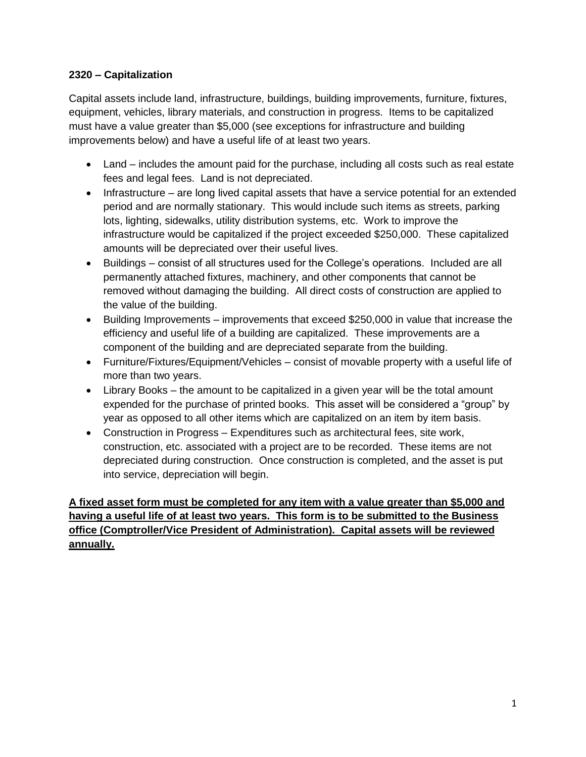**2320 – Capitalization**

Capital assets include land, infrastructure, buildings, building improvements, furniture, fixtures, equipment, vehicles, library materials, and construction in progress. Items to be capitalized must have a value greater than $5,000 (see exceptions for infrastructure and building improvements below) and have a useful life of at least two years.

- Land – includes the amount paid for the purchase, including all costs such as real estate fees and legal fees. Land is not depreciated.
- Infrastructure – are long lived capital assets that have a service potential for an extended period and are normally stationary. This would include such items as streets, parking lots, lighting, sidewalks, utility distribution systems, etc. Work to improve the infrastructure would be capitalized if the project exceeded $250,000. These capitalized amounts will be depreciated over their useful lives.
- Buildings – consist of all structures used for the College's operations. Included are all permanently attached fixtures, machinery, and other components that cannot be removed without damaging the building. All direct costs of construction are applied to the value of the building.
- Building Improvements – improvements that exceed $250,000 in value that increase the efficiency and useful life of a building are capitalized. These improvements are a component of the building and are depreciated separate from the building.
- Furniture/Fixtures/Equipment/Vehicles – consist of movable property with a useful life of more than two years.
- Library Books – the amount to be capitalized in a given year will be the total amount expended for the purchase of printed books. This asset will be considered a "group" by year as opposed to all other items which are capitalized on an item by item basis.
- Construction in Progress – Expenditures such as architectural fees, site work, construction, etc. associated with a project are to be recorded. These items are not depreciated during construction. Once construction is completed, and the asset is put into service, depreciation will begin.

<u>**A fixed asset form must be completed for any item with a value greater than $5,000 and having a useful life of at least two years. This form is to be submitted to the Business office (Comptroller/Vice President of Administration). Capital assets will be reviewed annually.**</u>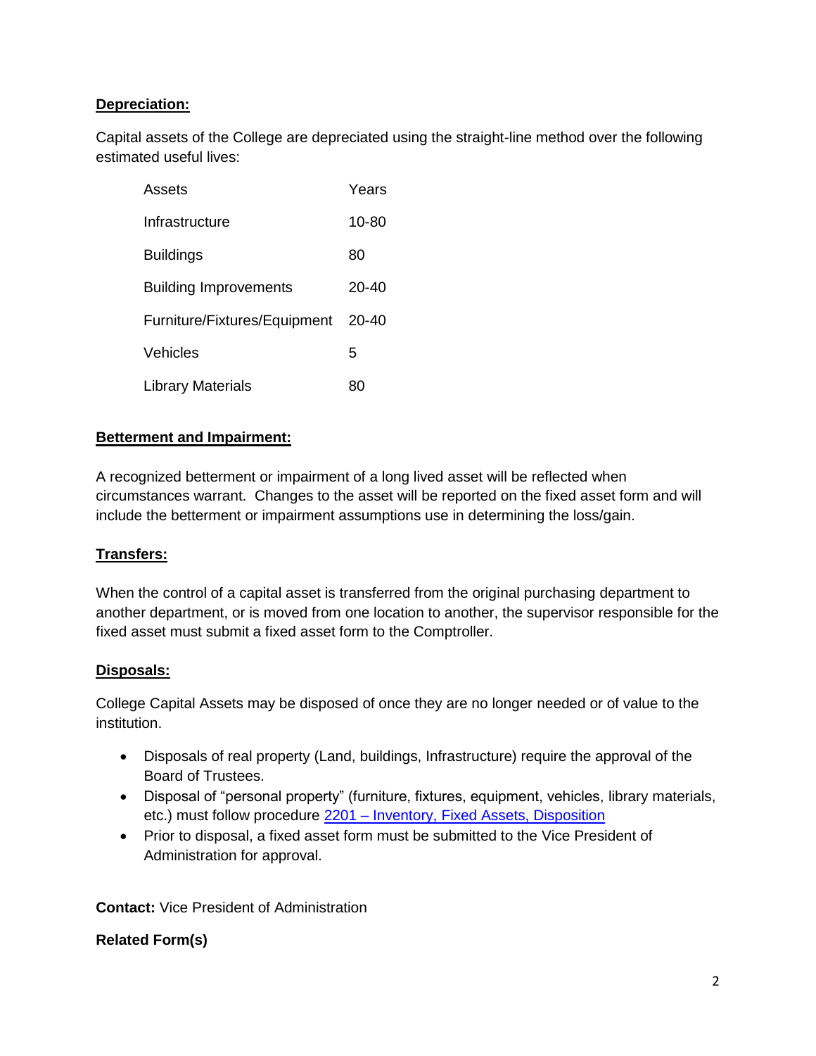**Depreciation:**

Capital assets of the College are depreciated using the straight-line method over the following estimated useful lives:

| Assets | Years |
|---|---|
| Infrastructure | 10-80 |
| Buildings | 80 |
| Building Improvements | 20-40 |
| Furniture/Fixtures/Equipment | 20-40 |
| Vehicles | 5 |
| Library Materials | 80 |

**Betterment and Impairment:**

A recognized betterment or impairment of a long lived asset will be reflected when circumstances warrant. Changes to the asset will be reported on the fixed asset form and will include the betterment or impairment assumptions use in determining the loss/gain.

**Transfers:**

When the control of a capital asset is transferred from the original purchasing department to another department, or is moved from one location to another, the supervisor responsible for the fixed asset must submit a fixed asset form to the Comptroller.

**Disposals:**

College Capital Assets may be disposed of once they are no longer needed or of value to the institution.

- Disposals of real property (Land, buildings, Infrastructure) require the approval of the Board of Trustees.
- Disposal of "personal property" (furniture, fixtures, equipment, vehicles, library materials, etc.) must follow procedure 2201 – Inventory, Fixed Assets, Disposition
- Prior to disposal, a fixed asset form must be submitted to the Vice President of Administration for approval.

**Contact:** Vice President of Administration

**Related Form(s)**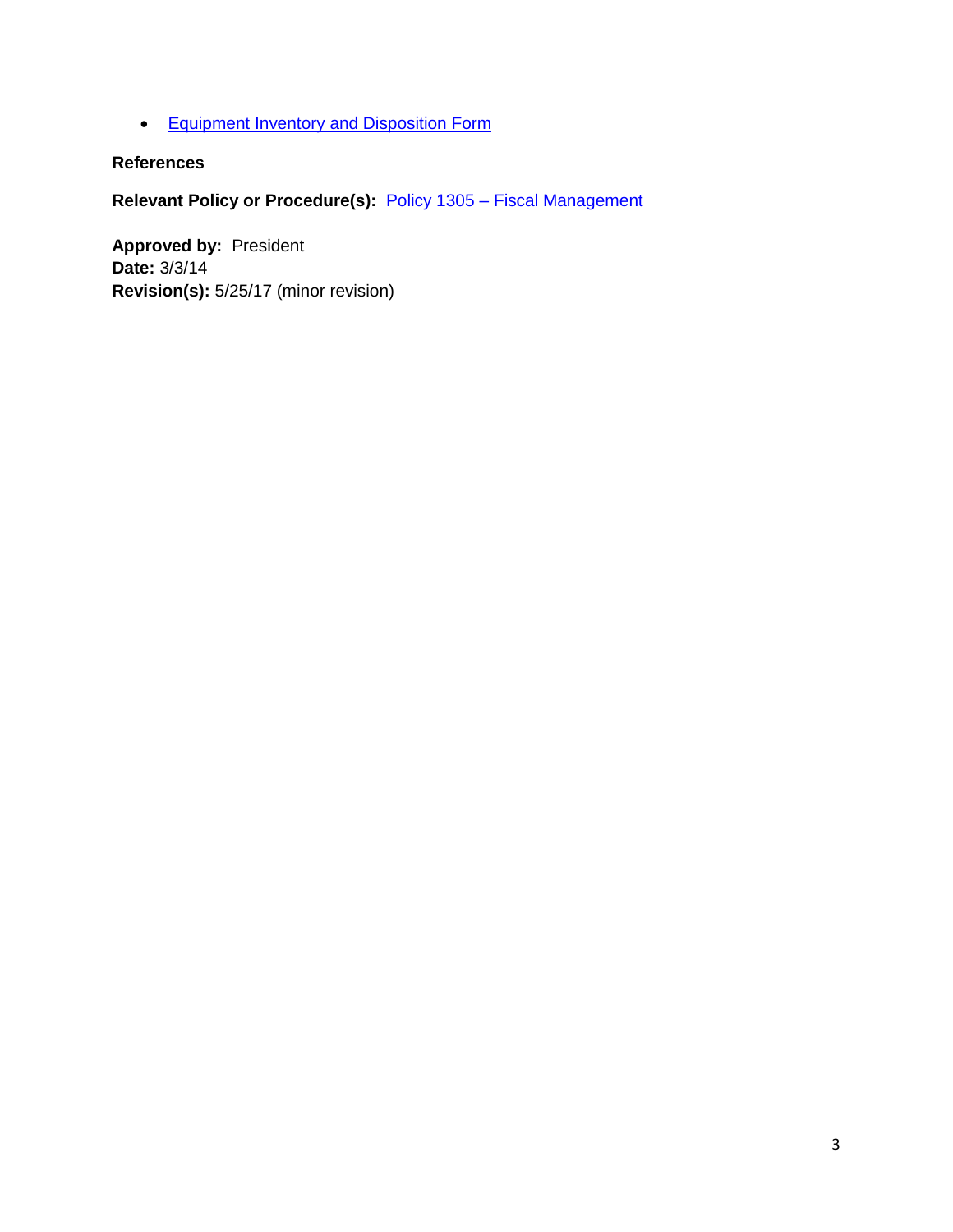- Equipment Inventory and Disposition Form

**References**

**Relevant Policy or Procedure(s):** Policy 1305 – Fiscal Management

**Approved by:** President
**Date:** 3/3/14
**Revision(s):** 5/25/17 (minor revision)